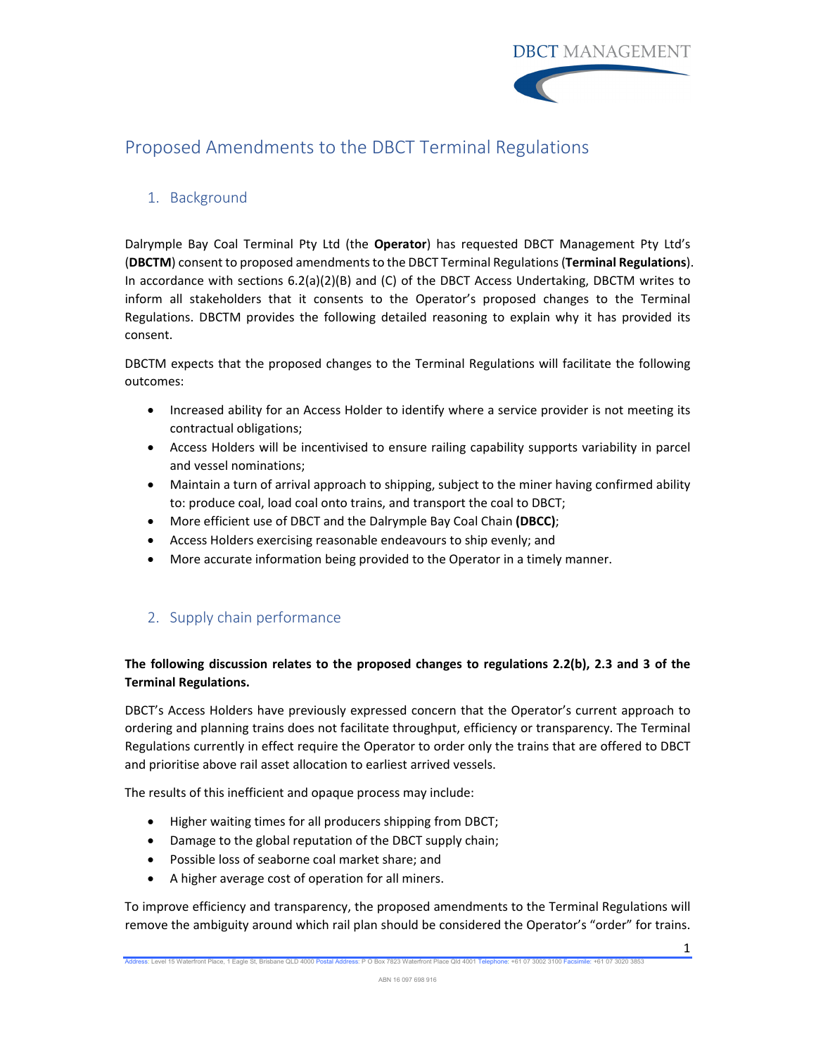# Proposed Amendments to the DBCT Terminal Regulations

## 1. Background

Dalrymple Bay Coal Terminal Pty Ltd (the **Operator**) has requested DBCT Management Pty Ltd's (**DBCTM**) consent to proposed amendments to the DBCT Terminal Regulations (**Terminal Regulations**). In accordance with sections 6.2(a)(2)(B) and (C) of the DBCT Access Undertaking, DBCTM writes to inform all stakeholders that it consents to the Operator's proposed changes to the Terminal Regulations. DBCTM provides the following detailed reasoning to explain why it has provided its consent.

DBCTM expects that the proposed changes to the Terminal Regulations will facilitate the following outcomes:

- Increased ability for an Access Holder to identify where a service provider is not meeting its contractual obligations;
- Access Holders will be incentivised to ensure railing capability supports variability in parcel and vessel nominations;
- Maintain a turn of arrival approach to shipping, subject to the miner having confirmed ability to: produce coal, load coal onto trains, and transport the coal to DBCT;
- More efficient use of DBCT and the Dalrymple Bay Coal Chain **(DBCC)**;
- Access Holders exercising reasonable endeavours to ship evenly; and
- More accurate information being provided to the Operator in a timely manner.

## 2. Supply chain performance

**The following discussion relates to the proposed changes to regulations 2.2(b), 2.3 and 3 of the Terminal Regulations.**

DBCT's Access Holders have previously expressed concern that the Operator's current approach to ordering and planning trains does not facilitate throughput, efficiency or transparency. The Terminal Regulations currently in effect require the Operator to order only the trains that are offered to DBCT and prioritise above rail asset allocation to earliest arrived vessels.

The results of this inefficient and opaque process may include:

- Higher waiting times for all producers shipping from DBCT;
- Damage to the global reputation of the DBCT supply chain;
- Possible loss of seaborne coal market share; and
- A higher average cost of operation for all miners.

To improve efficiency and transparency, the proposed amendments to the Terminal Regulations will remove the ambiguity around which rail plan should be considered the Operator's "order" for trains.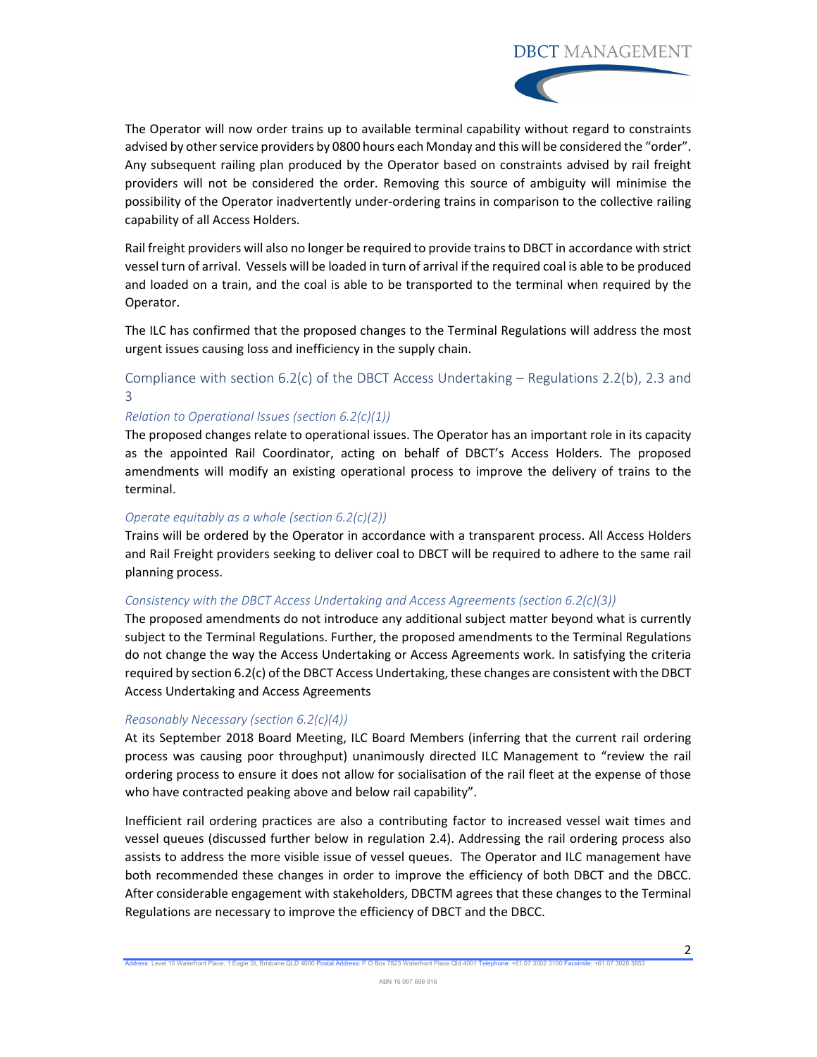The Operator will now order trains up to available terminal capability without regard to constraints advised by other service providers by 0800 hours each Monday and this will be considered the "order". Any subsequent railing plan produced by the Operator based on constraints advised by rail freight providers will not be considered the order. Removing this source of ambiguity will minimise the possibility of the Operator inadvertently under-ordering trains in comparison to the collective railing capability of all Access Holders.

Rail freight providers will also no longer be required to provide trains to DBCT in accordance with strict vessel turn of arrival. Vessels will be loaded in turn of arrival if the required coal is able to be produced and loaded on a train, and the coal is able to be transported to the terminal when required by the Operator.

The ILC has confirmed that the proposed changes to the Terminal Regulations will address the most urgent issues causing loss and inefficiency in the supply chain.

## Compliance with section 6.2(c) of the DBCT Access Undertaking – Regulations 2.2(b), 2.3 and 3

### *Relation to Operational Issues (section 6.2(c)(1))*

The proposed changes relate to operational issues. The Operator has an important role in its capacity as the appointed Rail Coordinator, acting on behalf of DBCT's Access Holders. The proposed amendments will modify an existing operational process to improve the delivery of trains to the terminal.

### *Operate equitably as a whole (section 6.2(c)(2))*

Trains will be ordered by the Operator in accordance with a transparent process. All Access Holders and Rail Freight providers seeking to deliver coal to DBCT will be required to adhere to the same rail planning process.

### *Consistency with the DBCT Access Undertaking and Access Agreements (section 6.2(c)(3))*

The proposed amendments do not introduce any additional subject matter beyond what is currently subject to the Terminal Regulations. Further, the proposed amendments to the Terminal Regulations do not change the way the Access Undertaking or Access Agreements work. In satisfying the criteria required by section 6.2(c) of the DBCT Access Undertaking, these changes are consistent with the DBCT Access Undertaking and Access Agreements

### *Reasonably Necessary (section 6.2(c)(4))*

At its September 2018 Board Meeting, ILC Board Members (inferring that the current rail ordering process was causing poor throughput) unanimously directed ILC Management to "review the rail ordering process to ensure it does not allow for socialisation of the rail fleet at the expense of those who have contracted peaking above and below rail capability".

Inefficient rail ordering practices are also a contributing factor to increased vessel wait times and vessel queues (discussed further below in regulation 2.4). Addressing the rail ordering process also assists to address the more visible issue of vessel queues. The Operator and ILC management have both recommended these changes in order to improve the efficiency of both DBCT and the DBCC. After considerable engagement with stakeholders, DBCTM agrees that these changes to the Terminal Regulations are necessary to improve the efficiency of DBCT and the DBCC.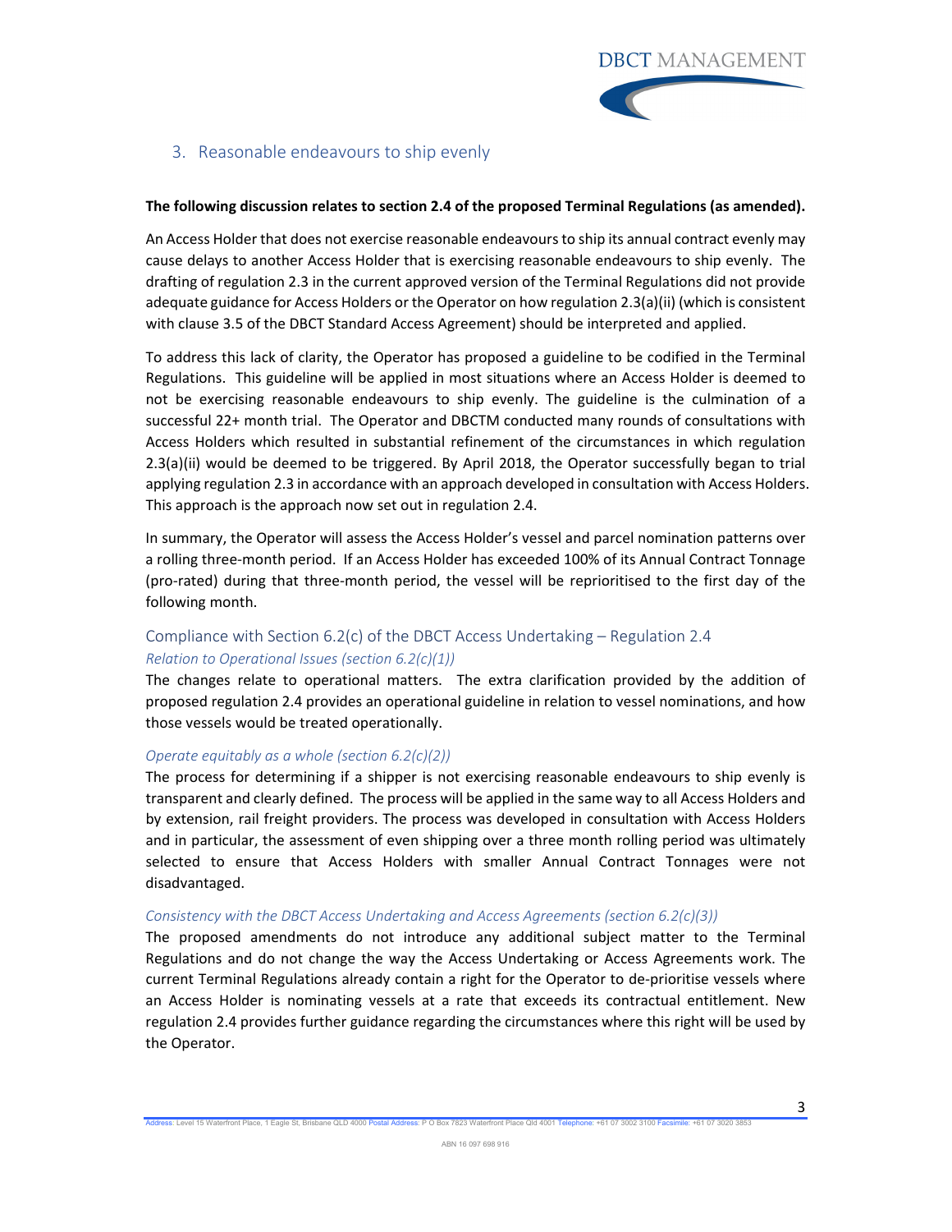## 3. Reasonable endeavours to ship evenly

**The following discussion relates to section 2.4 of the proposed Terminal Regulations (as amended).**

An Access Holder that does not exercise reasonable endeavours to ship its annual contract evenly may cause delays to another Access Holder that is exercising reasonable endeavours to ship evenly. The drafting of regulation 2.3 in the current approved version of the Terminal Regulations did not provide adequate guidance for Access Holders or the Operator on how regulation 2.3(a)(ii) (which is consistent with clause 3.5 of the DBCT Standard Access Agreement) should be interpreted and applied.

To address this lack of clarity, the Operator has proposed a guideline to be codified in the Terminal Regulations. This guideline will be applied in most situations where an Access Holder is deemed to not be exercising reasonable endeavours to ship evenly. The guideline is the culmination of a successful 22+ month trial. The Operator and DBCTM conducted many rounds of consultations with Access Holders which resulted in substantial refinement of the circumstances in which regulation 2.3(a)(ii) would be deemed to be triggered. By April 2018, the Operator successfully began to trial applying regulation 2.3 in accordance with an approach developed in consultation with Access Holders. This approach is the approach now set out in regulation 2.4.

In summary, the Operator will assess the Access Holder's vessel and parcel nomination patterns over a rolling three-month period. If an Access Holder has exceeded 100% of its Annual Contract Tonnage (pro-rated) during that three-month period, the vessel will be reprioritised to the first day of the following month.

### Compliance with Section 6.2(c) of the DBCT Access Undertaking – Regulation 2.4

*Relation to Operational Issues (section 6.2(c)(1))*

The changes relate to operational matters. The extra clarification provided by the addition of proposed regulation 2.4 provides an operational guideline in relation to vessel nominations, and how those vessels would be treated operationally.

*Operate equitably as a whole (section 6.2(c)(2))*

The process for determining if a shipper is not exercising reasonable endeavours to ship evenly is transparent and clearly defined. The process will be applied in the same way to all Access Holders and by extension, rail freight providers. The process was developed in consultation with Access Holders and in particular, the assessment of even shipping over a three month rolling period was ultimately selected to ensure that Access Holders with smaller Annual Contract Tonnages were not disadvantaged.

*Consistency with the DBCT Access Undertaking and Access Agreements (section 6.2(c)(3))*

The proposed amendments do not introduce any additional subject matter to the Terminal Regulations and do not change the way the Access Undertaking or Access Agreements work. The current Terminal Regulations already contain a right for the Operator to de-prioritise vessels where an Access Holder is nominating vessels at a rate that exceeds its contractual entitlement. New regulation 2.4 provides further guidance regarding the circumstances where this right will be used by the Operator.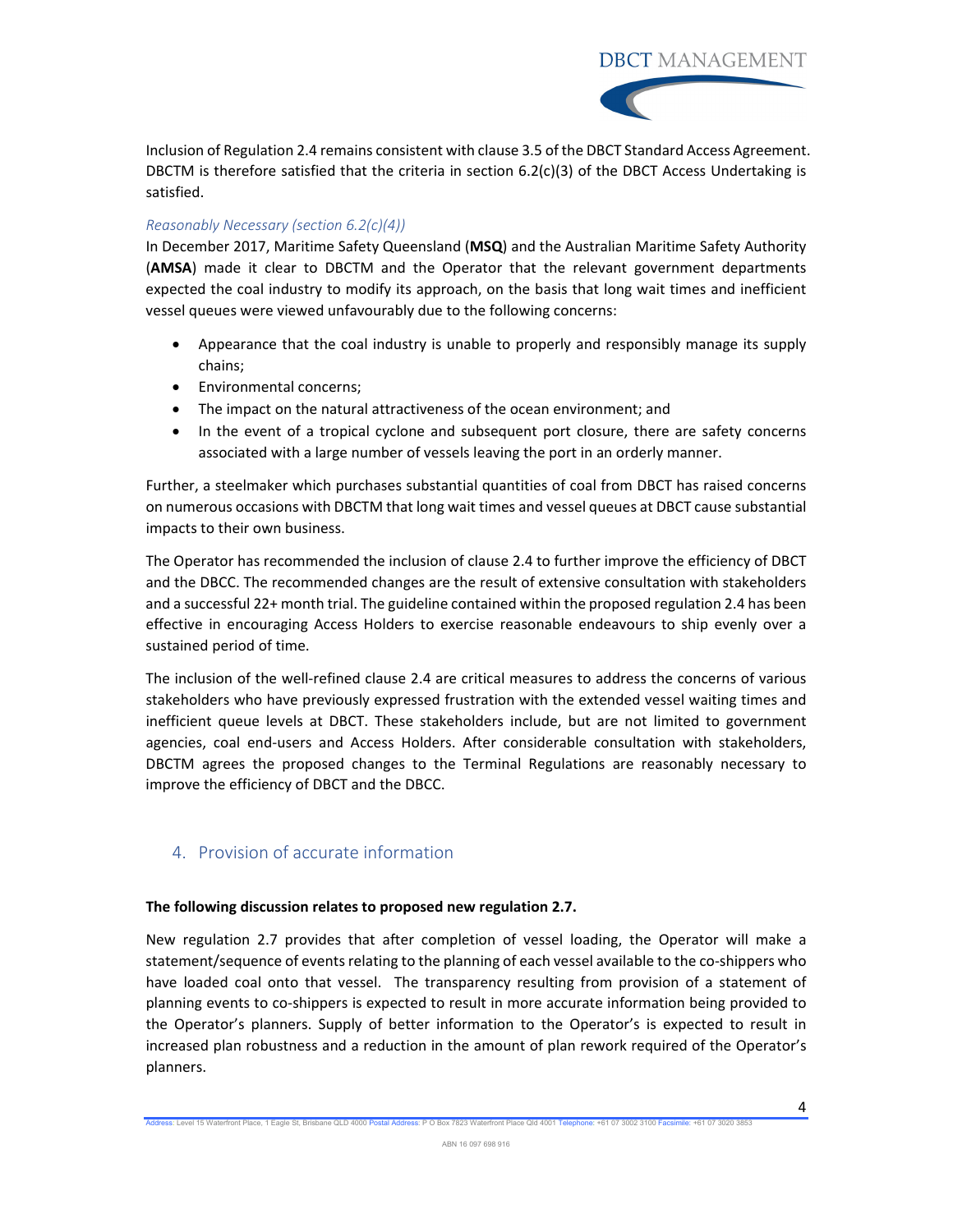Inclusion of Regulation 2.4 remains consistent with clause 3.5 of the DBCT Standard Access Agreement. DBCTM is therefore satisfied that the criteria in section 6.2(c)(3) of the DBCT Access Undertaking is satisfied.

*Reasonably Necessary (section 6.2(c)(4))*

In December 2017, Maritime Safety Queensland (**MSQ**) and the Australian Maritime Safety Authority (**AMSA**) made it clear to DBCTM and the Operator that the relevant government departments expected the coal industry to modify its approach, on the basis that long wait times and inefficient vessel queues were viewed unfavourably due to the following concerns:

- Appearance that the coal industry is unable to properly and responsibly manage its supply chains;
- Environmental concerns;
- The impact on the natural attractiveness of the ocean environment; and
- In the event of a tropical cyclone and subsequent port closure, there are safety concerns associated with a large number of vessels leaving the port in an orderly manner.

Further, a steelmaker which purchases substantial quantities of coal from DBCT has raised concerns on numerous occasions with DBCTM that long wait times and vessel queues at DBCT cause substantial impacts to their own business.

The Operator has recommended the inclusion of clause 2.4 to further improve the efficiency of DBCT and the DBCC. The recommended changes are the result of extensive consultation with stakeholders and a successful 22+ month trial. The guideline contained within the proposed regulation 2.4 has been effective in encouraging Access Holders to exercise reasonable endeavours to ship evenly over a sustained period of time.

The inclusion of the well-refined clause 2.4 are critical measures to address the concerns of various stakeholders who have previously expressed frustration with the extended vessel waiting times and inefficient queue levels at DBCT. These stakeholders include, but are not limited to government agencies, coal end-users and Access Holders. After considerable consultation with stakeholders, DBCTM agrees the proposed changes to the Terminal Regulations are reasonably necessary to improve the efficiency of DBCT and the DBCC.

## 4. Provision of accurate information

**The following discussion relates to proposed new regulation 2.7.**

New regulation 2.7 provides that after completion of vessel loading, the Operator will make a statement/sequence of events relating to the planning of each vessel available to the co-shippers who have loaded coal onto that vessel. The transparency resulting from provision of a statement of planning events to co-shippers is expected to result in more accurate information being provided to the Operator's planners. Supply of better information to the Operator's is expected to result in increased plan robustness and a reduction in the amount of plan rework required of the Operator's planners.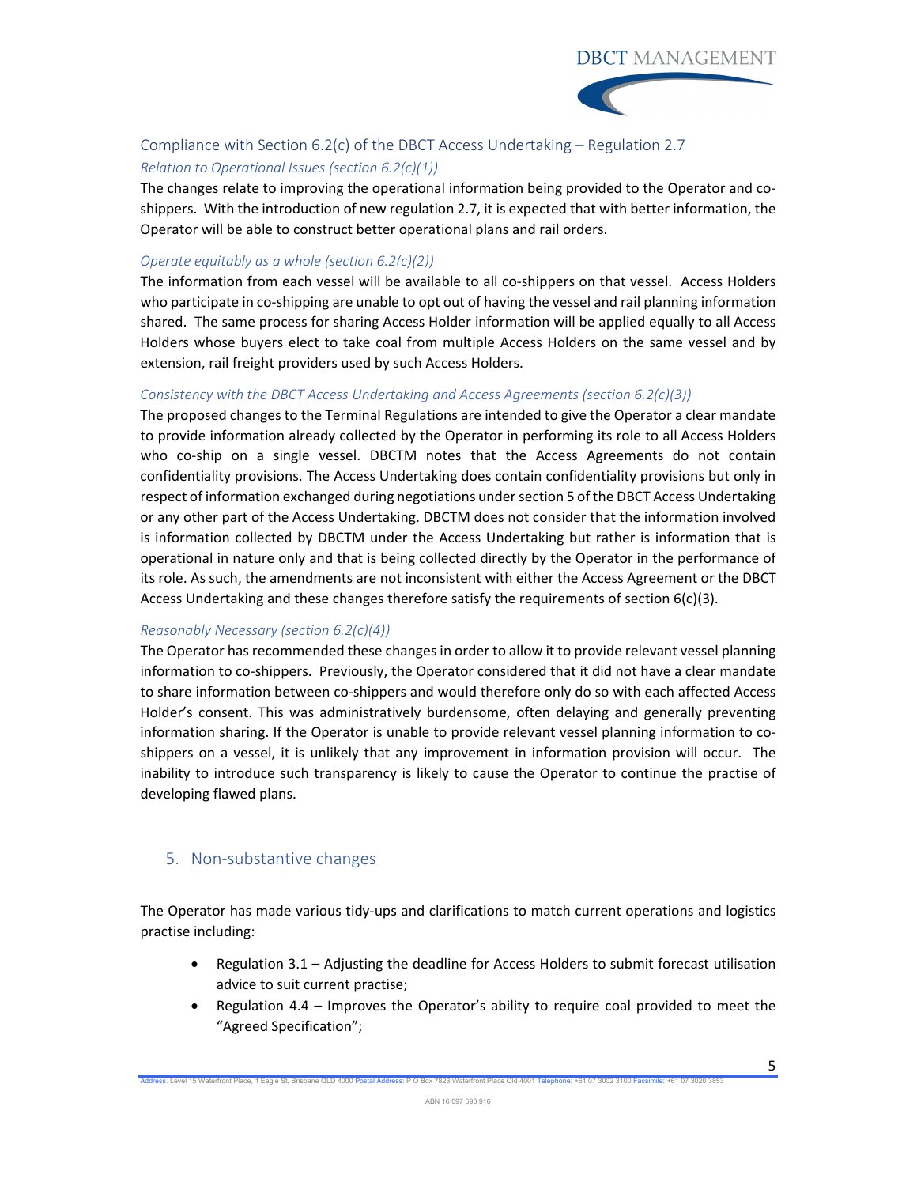## Compliance with Section 6.2(c) of the DBCT Access Undertaking – Regulation 2.7

### *Relation to Operational Issues (section 6.2(c)(1))*

The changes relate to improving the operational information being provided to the Operator and co-shippers. With the introduction of new regulation 2.7, it is expected that with better information, the Operator will be able to construct better operational plans and rail orders.

### *Operate equitably as a whole (section 6.2(c)(2))*

The information from each vessel will be available to all co-shippers on that vessel. Access Holders who participate in co-shipping are unable to opt out of having the vessel and rail planning information shared. The same process for sharing Access Holder information will be applied equally to all Access Holders whose buyers elect to take coal from multiple Access Holders on the same vessel and by extension, rail freight providers used by such Access Holders.

### *Consistency with the DBCT Access Undertaking and Access Agreements (section 6.2(c)(3))*

The proposed changes to the Terminal Regulations are intended to give the Operator a clear mandate to provide information already collected by the Operator in performing its role to all Access Holders who co-ship on a single vessel. DBCTM notes that the Access Agreements do not contain confidentiality provisions. The Access Undertaking does contain confidentiality provisions but only in respect of information exchanged during negotiations under section 5 of the DBCT Access Undertaking or any other part of the Access Undertaking. DBCTM does not consider that the information involved is information collected by DBCTM under the Access Undertaking but rather is information that is operational in nature only and that is being collected directly by the Operator in the performance of its role. As such, the amendments are not inconsistent with either the Access Agreement or the DBCT Access Undertaking and these changes therefore satisfy the requirements of section 6(c)(3).

### *Reasonably Necessary (section 6.2(c)(4))*

The Operator has recommended these changes in order to allow it to provide relevant vessel planning information to co-shippers. Previously, the Operator considered that it did not have a clear mandate to share information between co-shippers and would therefore only do so with each affected Access Holder's consent. This was administratively burdensome, often delaying and generally preventing information sharing. If the Operator is unable to provide relevant vessel planning information to co-shippers on a vessel, it is unlikely that any improvement in information provision will occur. The inability to introduce such transparency is likely to cause the Operator to continue the practise of developing flawed plans.

## 5. Non-substantive changes

The Operator has made various tidy-ups and clarifications to match current operations and logistics practise including:

- Regulation 3.1 – Adjusting the deadline for Access Holders to submit forecast utilisation advice to suit current practise;
- Regulation 4.4 – Improves the Operator's ability to require coal provided to meet the "Agreed Specification";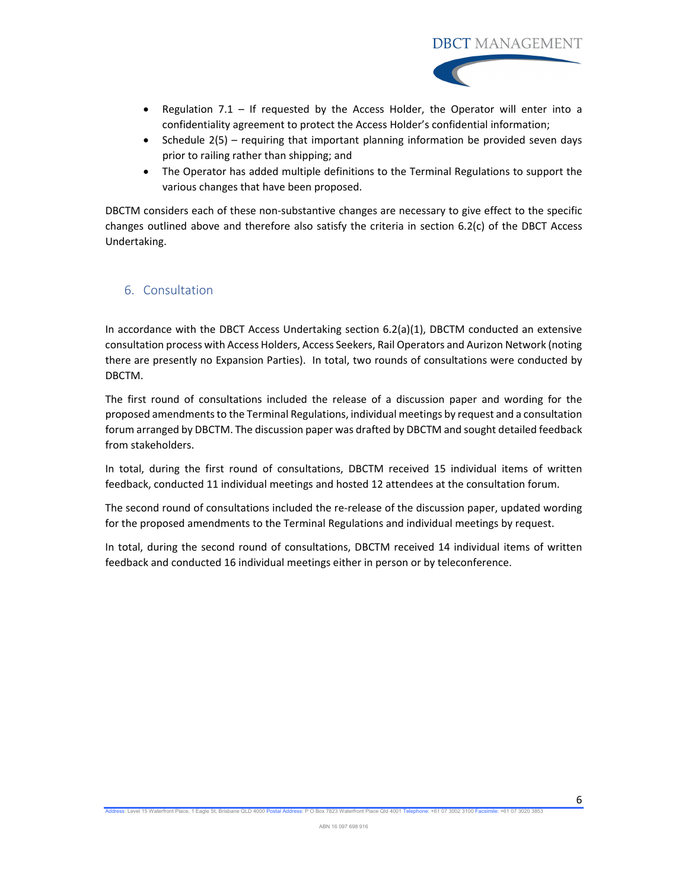- Regulation 7.1 – If requested by the Access Holder, the Operator will enter into a confidentiality agreement to protect the Access Holder's confidential information;
- Schedule 2(5) – requiring that important planning information be provided seven days prior to railing rather than shipping; and
- The Operator has added multiple definitions to the Terminal Regulations to support the various changes that have been proposed.

DBCTM considers each of these non-substantive changes are necessary to give effect to the specific changes outlined above and therefore also satisfy the criteria in section 6.2(c) of the DBCT Access Undertaking.

## 6. Consultation

In accordance with the DBCT Access Undertaking section 6.2(a)(1), DBCTM conducted an extensive consultation process with Access Holders, Access Seekers, Rail Operators and Aurizon Network (noting there are presently no Expansion Parties). In total, two rounds of consultations were conducted by DBCTM.

The first round of consultations included the release of a discussion paper and wording for the proposed amendments to the Terminal Regulations, individual meetings by request and a consultation forum arranged by DBCTM. The discussion paper was drafted by DBCTM and sought detailed feedback from stakeholders.

In total, during the first round of consultations, DBCTM received 15 individual items of written feedback, conducted 11 individual meetings and hosted 12 attendees at the consultation forum.

The second round of consultations included the re-release of the discussion paper, updated wording for the proposed amendments to the Terminal Regulations and individual meetings by request.

In total, during the second round of consultations, DBCTM received 14 individual items of written feedback and conducted 16 individual meetings either in person or by teleconference.